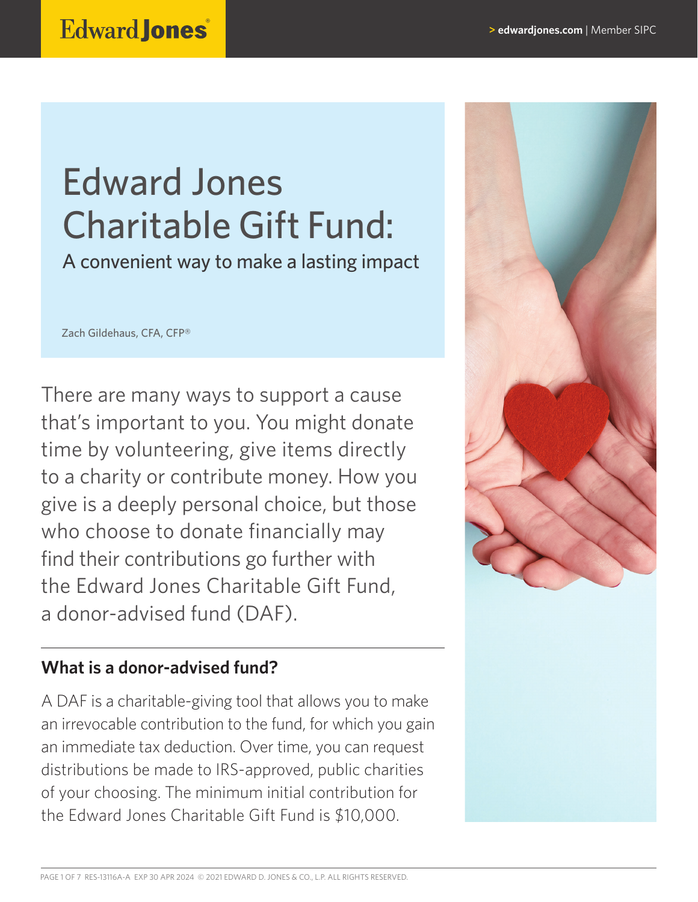# Edward Jones Charitable Gift Fund:

## A convenient way to make a lasting impact

Zach Gildehaus, CFA, CFP®

There are many ways to support a cause that's important to you. You might donate time by volunteering, give items directly to a charity or contribute money. How you give is a deeply personal choice, but those who choose to donate financially may find their contributions go further with the Edward Jones Charitable Gift Fund, a donor-advised fund (DAF).

### What is a donor-advised fund?

A DAF is a charitable-giving tool that allows you to make an irrevocable contribution to the fund, for which you gain an immediate tax deduction. Over time, you can request distributions be made to IRS-approved, public charities of your choosing. The minimum initial contribution for the Edward Jones Charitable Gift Fund is $10,000.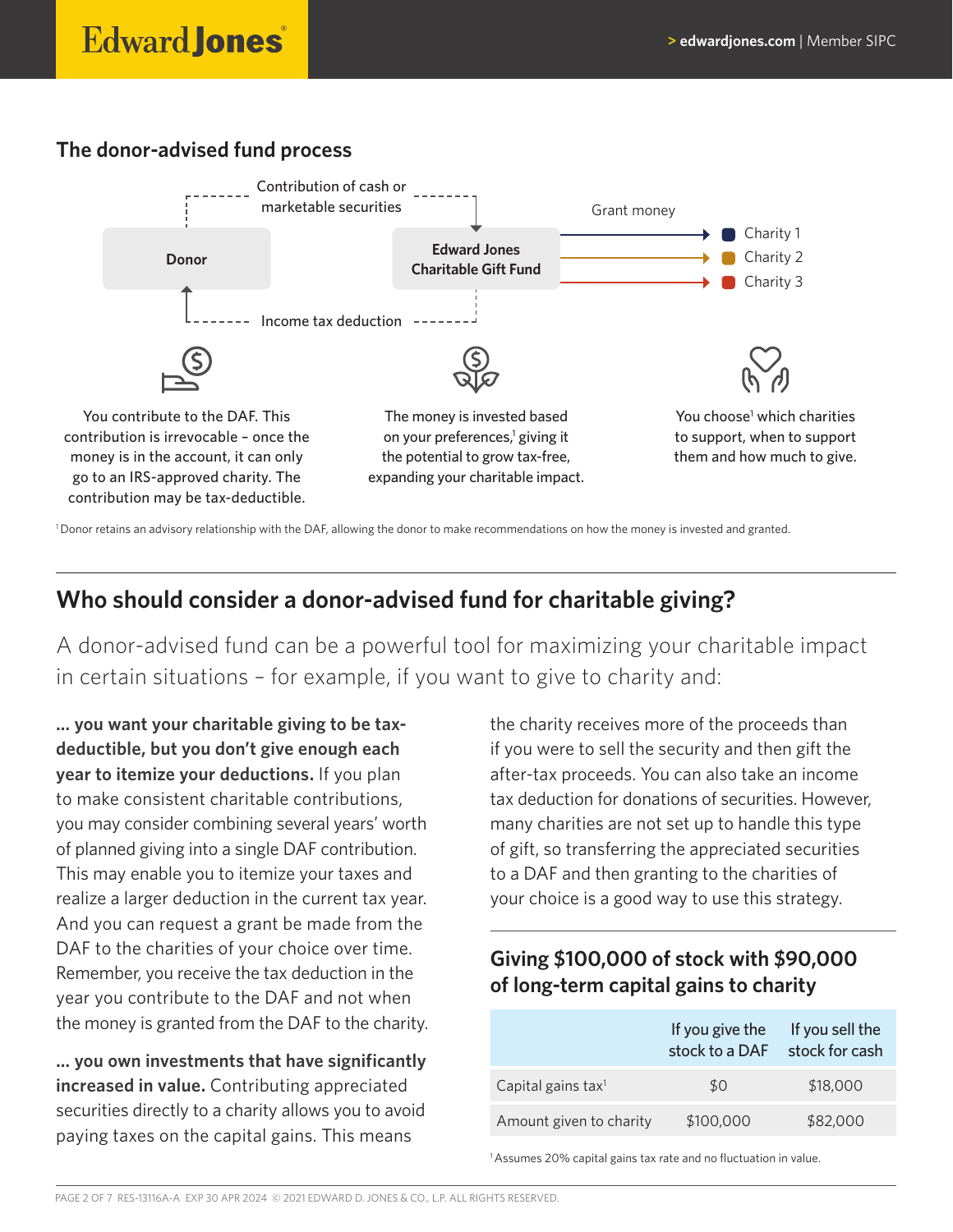## The donor-advised fund process

Donor — Contribution of cash or marketable securities → Edward Jones Charitable Gift Fund

Edward Jones Charitable Gift Fund — Income tax deduction → Donor

Edward Jones Charitable Gift Fund — Grant money → Charity 1, Charity 2, Charity 3

You contribute to the DAF. This contribution is irrevocable – once the money is in the account, it can only go to an IRS-approved charity. The contribution may be tax-deductible.

The money is invested based on your preferences,[1] giving it the potential to grow tax-free, expanding your charitable impact.

You choose[1] which charities to support, when to support them and how much to give.

[1] Donor retains an advisory relationship with the DAF, allowing the donor to make recommendations on how the money is invested and granted.

## Who should consider a donor-advised fund for charitable giving?

A donor-advised fund can be a powerful tool for maximizing your charitable impact in certain situations – for example, if you want to give to charity and:

**… you want your charitable giving to be tax-deductible, but you don't give enough each year to itemize your deductions.** If you plan to make consistent charitable contributions, you may consider combining several years' worth of planned giving into a single DAF contribution. This may enable you to itemize your taxes and realize a larger deduction in the current tax year. And you can request a grant be made from the DAF to the charities of your choice over time. Remember, you receive the tax deduction in the year you contribute to the DAF and not when the money is granted from the DAF to the charity.

**… you own investments that have significantly increased in value.** Contributing appreciated securities directly to a charity allows you to avoid paying taxes on the capital gains. This means the charity receives more of the proceeds than if you were to sell the security and then gift the after-tax proceeds. You can also take an income tax deduction for donations of securities. However, many charities are not set up to handle this type of gift, so transferring the appreciated securities to a DAF and then granting to the charities of your choice is a good way to use this strategy.

### Giving $100,000 of stock with $90,000 of long-term capital gains to charity

| | If you give the stock to a DAF | If you sell the stock for cash |
|---|---|---|
| Capital gains tax[1] | $0 | $18,000 |
| Amount given to charity | $100,000 | $82,000 |

[1] Assumes 20% capital gains tax rate and no fluctuation in value.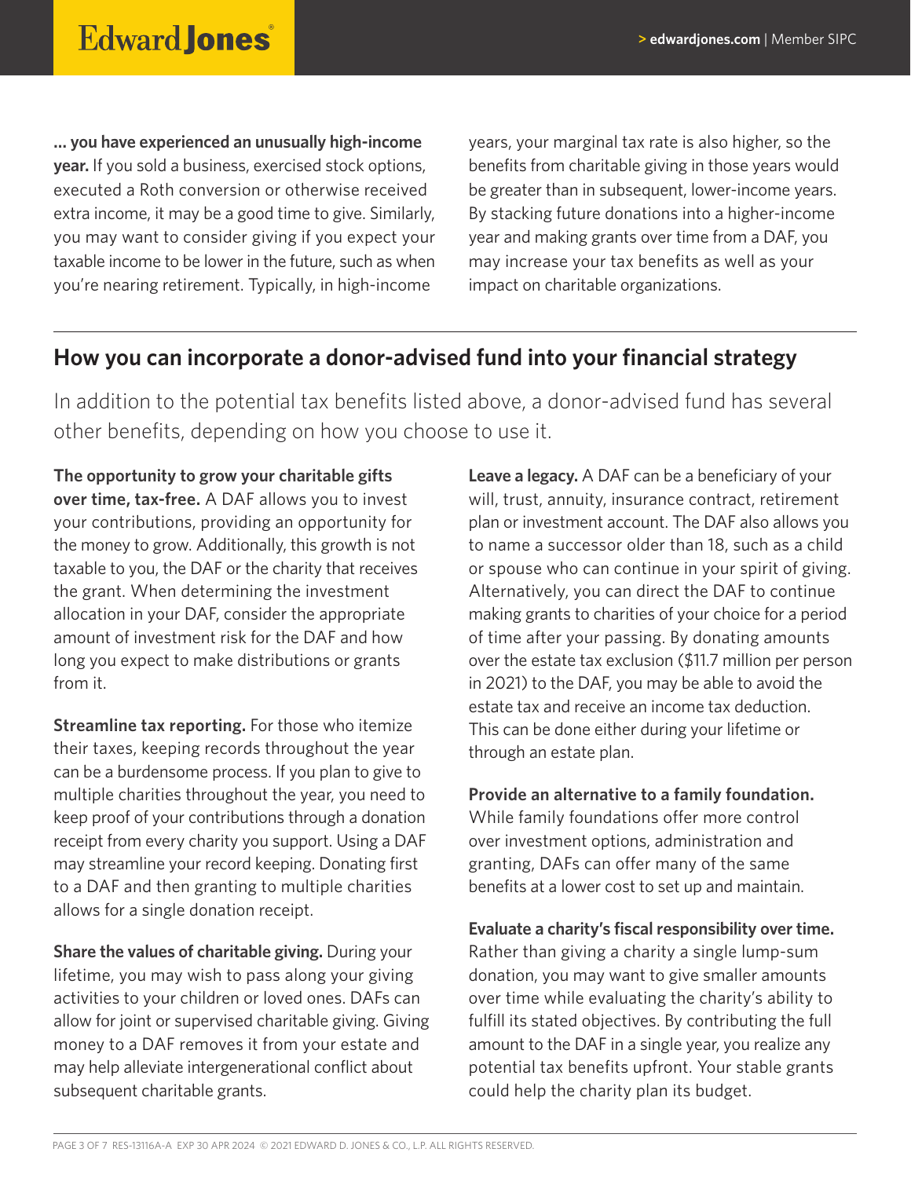**... you have experienced an unusually high-income year.** If you sold a business, exercised stock options, executed a Roth conversion or otherwise received extra income, it may be a good time to give. Similarly, you may want to consider giving if you expect your taxable income to be lower in the future, such as when you're nearing retirement. Typically, in high-income years, your marginal tax rate is also higher, so the benefits from charitable giving in those years would be greater than in subsequent, lower-income years. By stacking future donations into a higher-income year and making grants over time from a DAF, you may increase your tax benefits as well as your impact on charitable organizations.

## How you can incorporate a donor-advised fund into your financial strategy

In addition to the potential tax benefits listed above, a donor-advised fund has several other benefits, depending on how you choose to use it.

**The opportunity to grow your charitable gifts over time, tax-free.** A DAF allows you to invest your contributions, providing an opportunity for the money to grow. Additionally, this growth is not taxable to you, the DAF or the charity that receives the grant. When determining the investment allocation in your DAF, consider the appropriate amount of investment risk for the DAF and how long you expect to make distributions or grants from it.

**Streamline tax reporting.** For those who itemize their taxes, keeping records throughout the year can be a burdensome process. If you plan to give to multiple charities throughout the year, you need to keep proof of your contributions through a donation receipt from every charity you support. Using a DAF may streamline your record keeping. Donating first to a DAF and then granting to multiple charities allows for a single donation receipt.

**Share the values of charitable giving.** During your lifetime, you may wish to pass along your giving activities to your children or loved ones. DAFs can allow for joint or supervised charitable giving. Giving money to a DAF removes it from your estate and may help alleviate intergenerational conflict about subsequent charitable grants.

**Leave a legacy.** A DAF can be a beneficiary of your will, trust, annuity, insurance contract, retirement plan or investment account. The DAF also allows you to name a successor older than 18, such as a child or spouse who can continue in your spirit of giving. Alternatively, you can direct the DAF to continue making grants to charities of your choice for a period of time after your passing. By donating amounts over the estate tax exclusion ($11.7 million per person in 2021) to the DAF, you may be able to avoid the estate tax and receive an income tax deduction. This can be done either during your lifetime or through an estate plan.

**Provide an alternative to a family foundation.** While family foundations offer more control over investment options, administration and granting, DAFs can offer many of the same benefits at a lower cost to set up and maintain.

**Evaluate a charity's fiscal responsibility over time.** Rather than giving a charity a single lump-sum donation, you may want to give smaller amounts over time while evaluating the charity's ability to fulfill its stated objectives. By contributing the full amount to the DAF in a single year, you realize any potential tax benefits upfront. Your stable grants could help the charity plan its budget.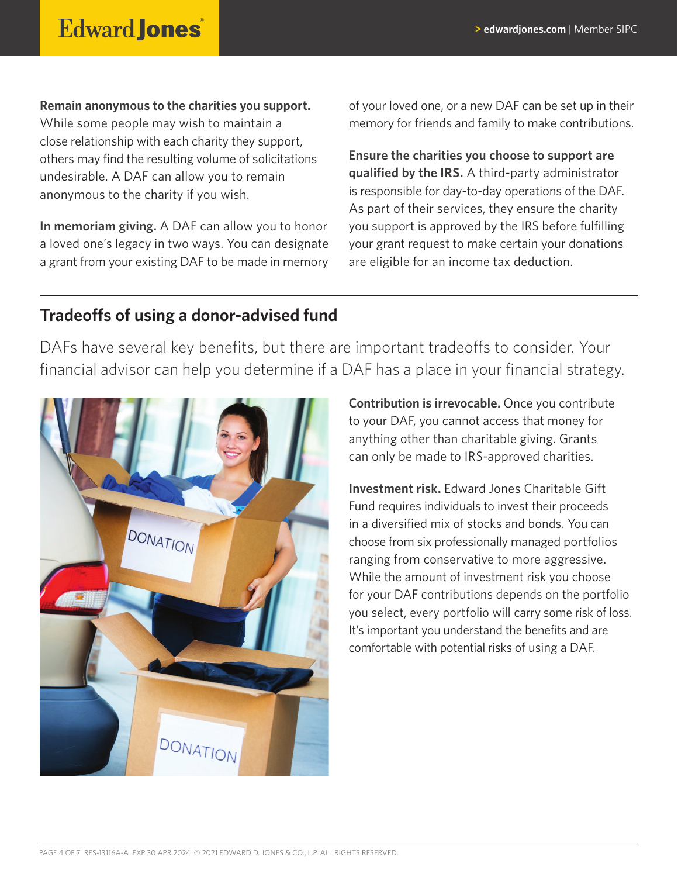**Remain anonymous to the charities you support.** While some people may wish to maintain a close relationship with each charity they support, others may find the resulting volume of solicitations undesirable. A DAF can allow you to remain anonymous to the charity if you wish.

**In memoriam giving.** A DAF can allow you to honor a loved one's legacy in two ways. You can designate a grant from your existing DAF to be made in memory of your loved one, or a new DAF can be set up in their memory for friends and family to make contributions.

**Ensure the charities you choose to support are qualified by the IRS.** A third-party administrator is responsible for day-to-day operations of the DAF. As part of their services, they ensure the charity you support is approved by the IRS before fulfilling your grant request to make certain your donations are eligible for an income tax deduction.

## Tradeoffs of using a donor-advised fund

DAFs have several key benefits, but there are important tradeoffs to consider. Your financial advisor can help you determine if a DAF has a place in your financial strategy.

**Contribution is irrevocable.** Once you contribute to your DAF, you cannot access that money for anything other than charitable giving. Grants can only be made to IRS-approved charities.

**Investment risk.** Edward Jones Charitable Gift Fund requires individuals to invest their proceeds in a diversified mix of stocks and bonds. You can choose from six professionally managed portfolios ranging from conservative to more aggressive. While the amount of investment risk you choose for your DAF contributions depends on the portfolio you select, every portfolio will carry some risk of loss. It's important you understand the benefits and are comfortable with potential risks of using a DAF.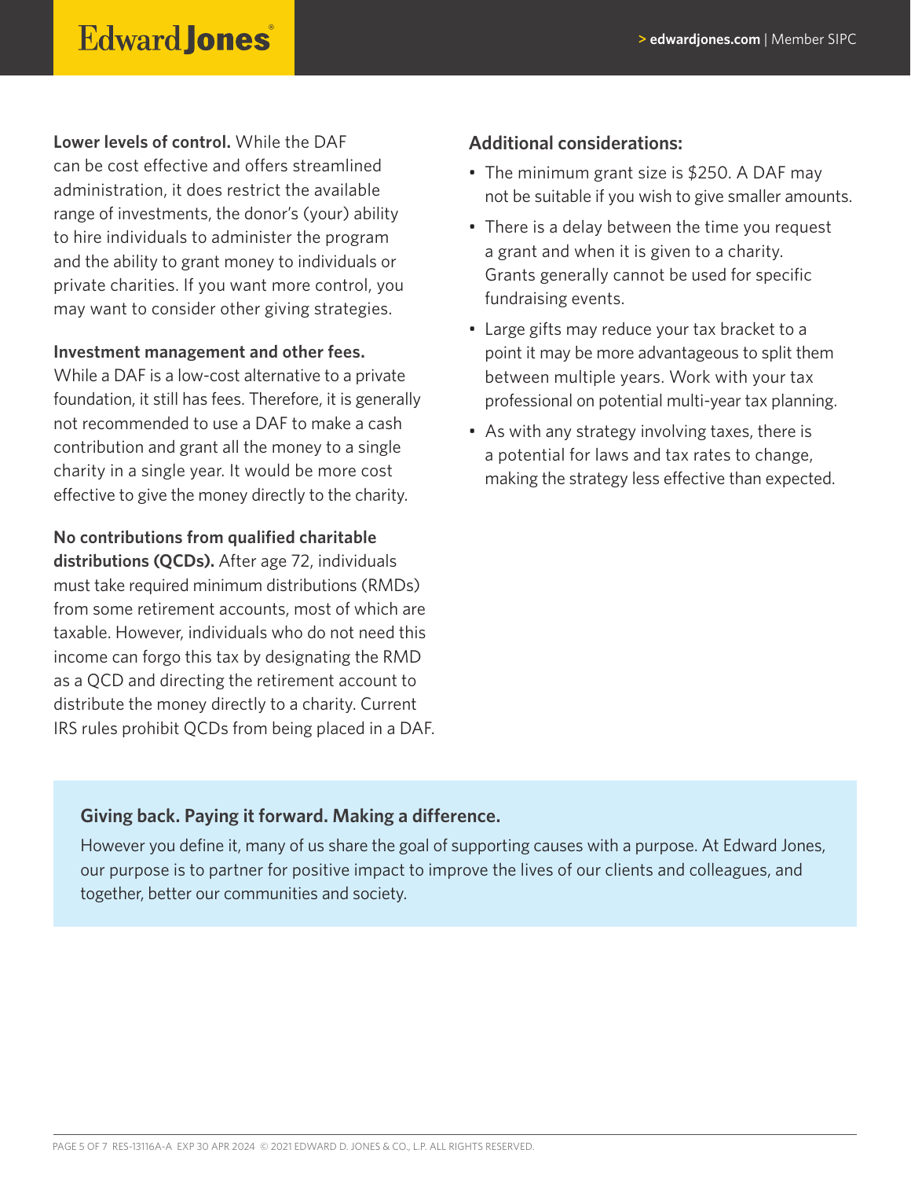**Lower levels of control.** While the DAF can be cost effective and offers streamlined administration, it does restrict the available range of investments, the donor's (your) ability to hire individuals to administer the program and the ability to grant money to individuals or private charities. If you want more control, you may want to consider other giving strategies.

**Investment management and other fees.** While a DAF is a low-cost alternative to a private foundation, it still has fees. Therefore, it is generally not recommended to use a DAF to make a cash contribution and grant all the money to a single charity in a single year. It would be more cost effective to give the money directly to the charity.

**No contributions from qualified charitable distributions (QCDs).** After age 72, individuals must take required minimum distributions (RMDs) from some retirement accounts, most of which are taxable. However, individuals who do not need this income can forgo this tax by designating the RMD as a QCD and directing the retirement account to distribute the money directly to a charity. Current IRS rules prohibit QCDs from being placed in a DAF.

### Additional considerations:

- The minimum grant size is $250. A DAF may not be suitable if you wish to give smaller amounts.
- There is a delay between the time you request a grant and when it is given to a charity. Grants generally cannot be used for specific fundraising events.
- Large gifts may reduce your tax bracket to a point it may be more advantageous to split them between multiple years. Work with your tax professional on potential multi-year tax planning.
- As with any strategy involving taxes, there is a potential for laws and tax rates to change, making the strategy less effective than expected.

### Giving back. Paying it forward. Making a difference.

However you define it, many of us share the goal of supporting causes with a purpose. At Edward Jones, our purpose is to partner for positive impact to improve the lives of our clients and colleagues, and together, better our communities and society.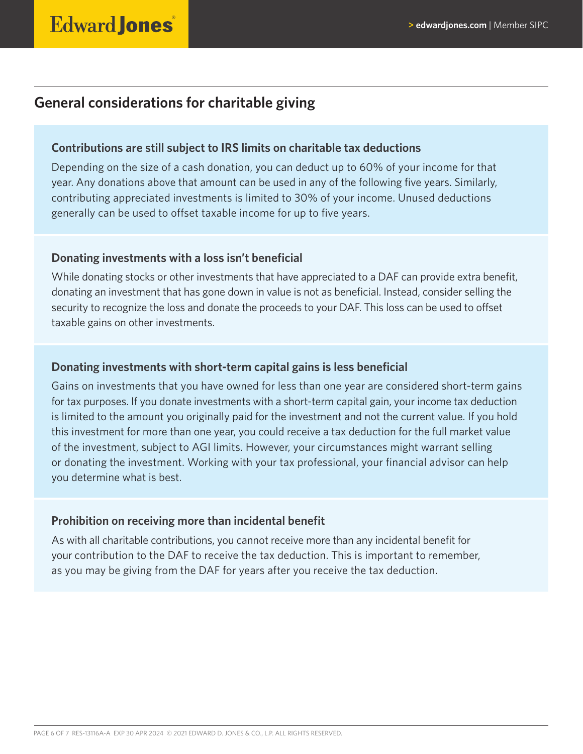## General considerations for charitable giving

### Contributions are still subject to IRS limits on charitable tax deductions

Depending on the size of a cash donation, you can deduct up to 60% of your income for that year. Any donations above that amount can be used in any of the following five years. Similarly, contributing appreciated investments is limited to 30% of your income. Unused deductions generally can be used to offset taxable income for up to five years.

### Donating investments with a loss isn't beneficial

While donating stocks or other investments that have appreciated to a DAF can provide extra benefit, donating an investment that has gone down in value is not as beneficial. Instead, consider selling the security to recognize the loss and donate the proceeds to your DAF. This loss can be used to offset taxable gains on other investments.

### Donating investments with short-term capital gains is less beneficial

Gains on investments that you have owned for less than one year are considered short-term gains for tax purposes. If you donate investments with a short-term capital gain, your income tax deduction is limited to the amount you originally paid for the investment and not the current value. If you hold this investment for more than one year, you could receive a tax deduction for the full market value of the investment, subject to AGI limits. However, your circumstances might warrant selling or donating the investment. Working with your tax professional, your financial advisor can help you determine what is best.

### Prohibition on receiving more than incidental benefit

As with all charitable contributions, you cannot receive more than any incidental benefit for your contribution to the DAF to receive the tax deduction. This is important to remember, as you may be giving from the DAF for years after you receive the tax deduction.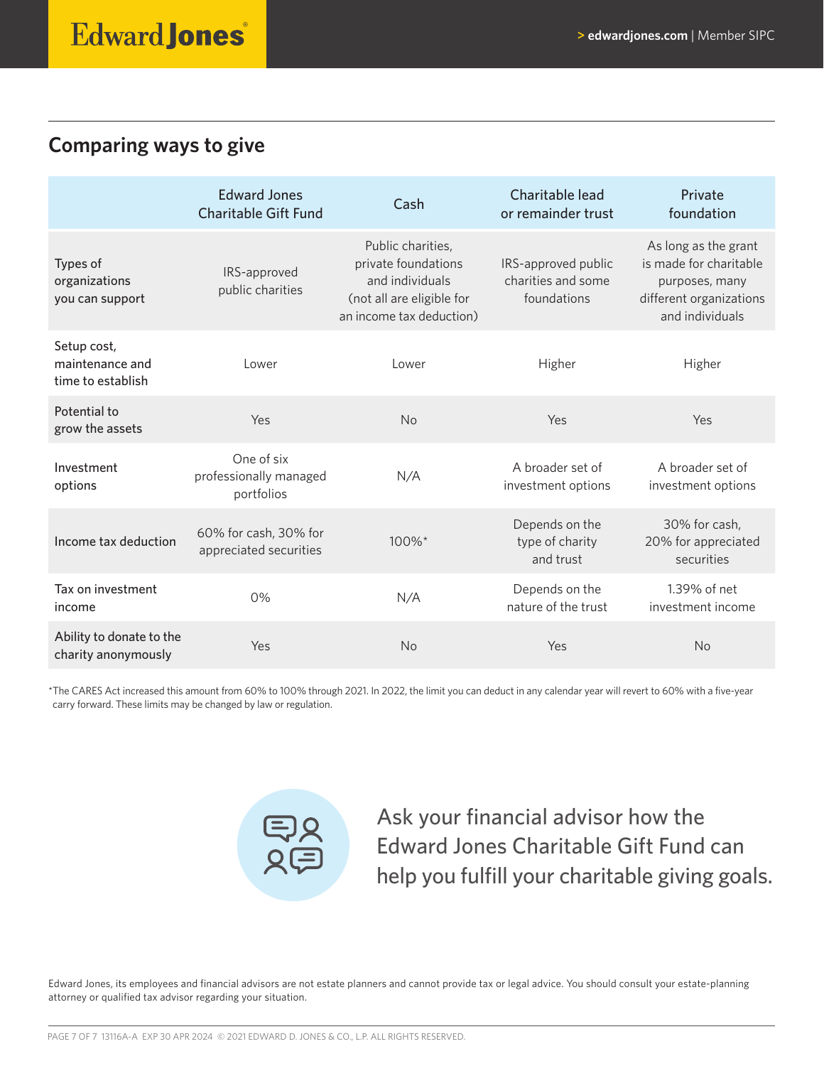## Comparing ways to give

| | Edward Jones Charitable Gift Fund | Cash | Charitable lead or remainder trust | Private foundation |
|---|---|---|---|---|
| Types of organizations you can support | IRS-approved public charities | Public charities, private foundations and individuals (not all are eligible for an income tax deduction) | IRS-approved public charities and some foundations | As long as the grant is made for charitable purposes, many different organizations and individuals |
| Setup cost, maintenance and time to establish | Lower | Lower | Higher | Higher |
| Potential to grow the assets | Yes | No | Yes | Yes |
| Investment options | One of six professionally managed portfolios | N/A | A broader set of investment options | A broader set of investment options |
| Income tax deduction | 60% for cash, 30% for appreciated securities | 100%* | Depends on the type of charity and trust | 30% for cash, 20% for appreciated securities |
| Tax on investment income | 0% | N/A | Depends on the nature of the trust | 1.39% of net investment income |
| Ability to donate to the charity anonymously | Yes | No | Yes | No |

*The CARES Act increased this amount from 60% to 100% through 2021. In 2022, the limit you can deduct in any calendar year will revert to 60% with a five-year carry forward. These limits may be changed by law or regulation.

Ask your financial advisor how the Edward Jones Charitable Gift Fund can help you fulfill your charitable giving goals.

Edward Jones, its employees and financial advisors are not estate planners and cannot provide tax or legal advice. You should consult your estate-planning attorney or qualified tax advisor regarding your situation.